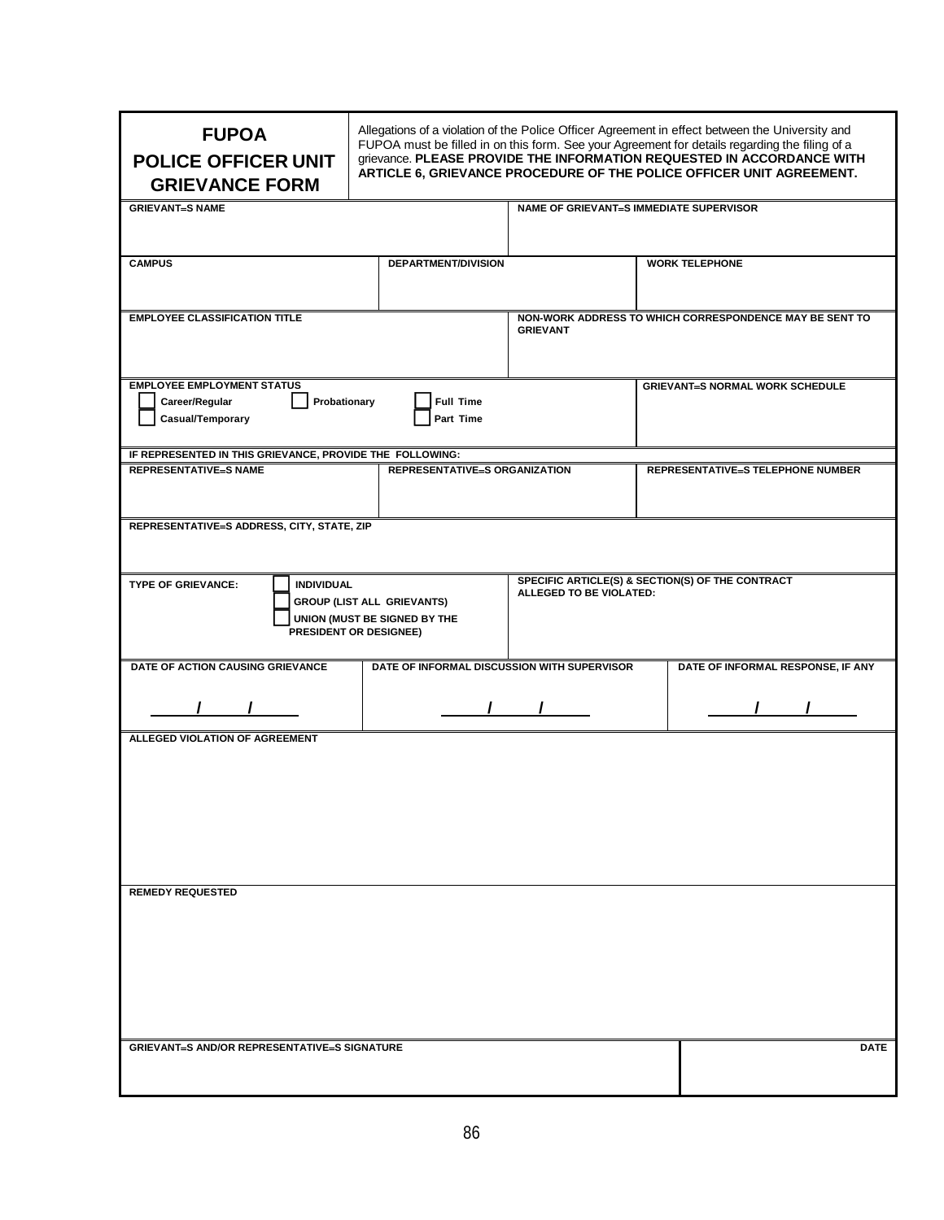# FUPOA POLICE OFFICER UNIT GRIEVANCE FORM

Allegations of a violation of the Police Officer Agreement in effect between the University and FUPOA must be filled in on this form. See your Agreement for details regarding the filing of a grievance. **PLEASE PROVIDE THE INFORMATION REQUESTED IN ACCORDANCE WITH ARTICLE 6, GRIEVANCE PROCEDURE OF THE POLICE OFFICER UNIT AGREEMENT.**

**GRIEVANT=S NAME**

**NAME OF GRIEVANT=S IMMEDIATE SUPERVISOR**

**CAMPUS**

**DEPARTMENT/DIVISION**

**WORK TELEPHONE**

**EMPLOYEE CLASSIFICATION TITLE**

**NON-WORK ADDRESS TO WHICH CORRESPONDENCE MAY BE SENT TO GRIEVANT**

**EMPLOYEE EMPLOYMENT STATUS**

- ☐ Career/Regular
- ☐ Probationary
- ☐ Full Time
- ☐ Casual/Temporary
- ☐ Part Time

**GRIEVANT=S NORMAL WORK SCHEDULE**

**IF REPRESENTED IN THIS GRIEVANCE, PROVIDE THE FOLLOWING:**

**REPRESENTATIVE=S NAME**

**REPRESENTATIVE=S ORGANIZATION**

**REPRESENTATIVE=S TELEPHONE NUMBER**

**REPRESENTATIVE=S ADDRESS, CITY, STATE, ZIP**

**TYPE OF GRIEVANCE:**

- ☐ INDIVIDUAL
- ☐ GROUP (LIST ALL GRIEVANTS)
- ☐ UNION (MUST BE SIGNED BY THE PRESIDENT OR DESIGNEE)

**SPECIFIC ARTICLE(S) & SECTION(S) OF THE CONTRACT ALLEGED TO BE VIOLATED:**

| DATE OF ACTION CAUSING GRIEVANCE | DATE OF INFORMAL DISCUSSION WITH SUPERVISOR | DATE OF INFORMAL RESPONSE, IF ANY |
|---|---|---|
| ____/____/____ | ____/____/____ | ____/____/____ |

**ALLEGED VIOLATION OF AGREEMENT**

**REMEDY REQUESTED**

| GRIEVANT=S AND/OR REPRESENTATIVE=S SIGNATURE | DATE |
|---|---|
| | |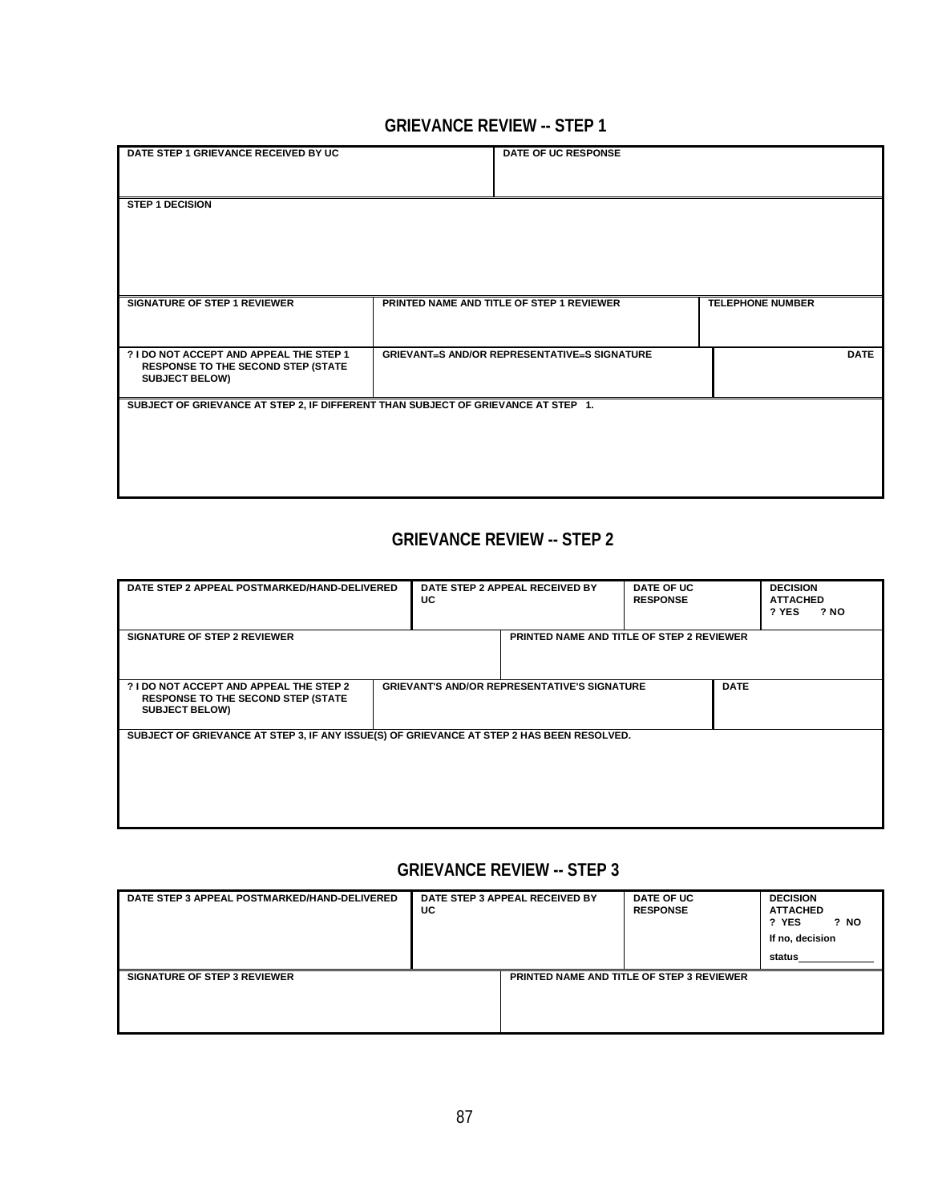## GRIEVANCE REVIEW -- STEP 1

| | | |
|---|---|---|
| DATE STEP 1 GRIEVANCE RECEIVED BY UC | DATE OF UC RESPONSE | |
| STEP 1 DECISION | | |
| SIGNATURE OF STEP 1 REVIEWER | PRINTED NAME AND TITLE OF STEP 1 REVIEWER | TELEPHONE NUMBER |
| ? I DO NOT ACCEPT AND APPEAL THE STEP 1 RESPONSE TO THE SECOND STEP (STATE SUBJECT BELOW) | GRIEVANT=S AND/OR REPRESENTATIVE=S SIGNATURE | DATE |
| SUBJECT OF GRIEVANCE AT STEP 2, IF DIFFERENT THAN SUBJECT OF GRIEVANCE AT STEP 1. | | |

## GRIEVANCE REVIEW -- STEP 2

| | | | |
|---|---|---|---|
| DATE STEP 2 APPEAL POSTMARKED/HAND-DELIVERED | DATE STEP 2 APPEAL RECEIVED BY UC | DATE OF UC RESPONSE | DECISION ATTACHED ? YES ? NO |
| SIGNATURE OF STEP 2 REVIEWER | PRINTED NAME AND TITLE OF STEP 2 REVIEWER | | |
| ? I DO NOT ACCEPT AND APPEAL THE STEP 2 RESPONSE TO THE SECOND STEP (STATE SUBJECT BELOW) | GRIEVANT'S AND/OR REPRESENTATIVE'S SIGNATURE | DATE | |
| SUBJECT OF GRIEVANCE AT STEP 3, IF ANY ISSUE(S) OF GRIEVANCE AT STEP 2 HAS BEEN RESOLVED. | | | |

## GRIEVANCE REVIEW -- STEP 3

| | | | |
|---|---|---|---|
| DATE STEP 3 APPEAL POSTMARKED/HAND-DELIVERED | DATE STEP 3 APPEAL RECEIVED BY UC | DATE OF UC RESPONSE | DECISION ATTACHED ? YES ? NO If no, decision status______________ |
| SIGNATURE OF STEP 3 REVIEWER | PRINTED NAME AND TITLE OF STEP 3 REVIEWER | | |